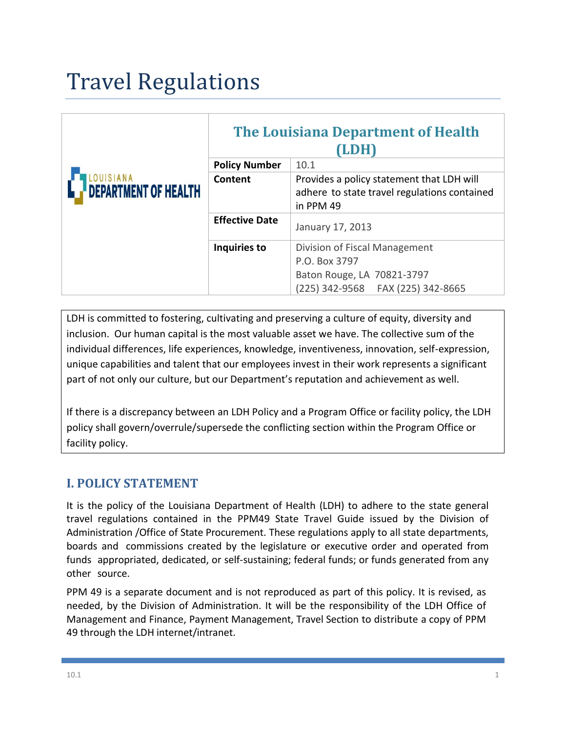# Travel Regulations

| The Louisiana Department of Health (LDH) | |
|---|---|
| **Policy Number** | 10.1 |
| **Content** | Provides a policy statement that LDH will adhere to state travel regulations contained in PPM 49 |
| **Effective Date** | January 17, 2013 |
| **Inquiries to** | Division of Fiscal Management<br>P.O. Box 3797<br>Baton Rouge, LA 70821-3797<br>(225) 342-9568 FAX (225) 342-8665 |

LDH is committed to fostering, cultivating and preserving a culture of equity, diversity and inclusion. Our human capital is the most valuable asset we have. The collective sum of the individual differences, life experiences, knowledge, inventiveness, innovation, self-expression, unique capabilities and talent that our employees invest in their work represents a significant part of not only our culture, but our Department's reputation and achievement as well.

If there is a discrepancy between an LDH Policy and a Program Office or facility policy, the LDH policy shall govern/overrule/supersede the conflicting section within the Program Office or facility policy.

## I. POLICY STATEMENT

It is the policy of the Louisiana Department of Health (LDH) to adhere to the state general travel regulations contained in the PPM49 State Travel Guide issued by the Division of Administration /Office of State Procurement. These regulations apply to all state departments, boards and commissions created by the legislature or executive order and operated from funds appropriated, dedicated, or self-sustaining; federal funds; or funds generated from any other source.

PPM 49 is a separate document and is not reproduced as part of this policy. It is revised, as needed, by the Division of Administration. It will be the responsibility of the LDH Office of Management and Finance, Payment Management, Travel Section to distribute a copy of PPM 49 through the LDH internet/intranet.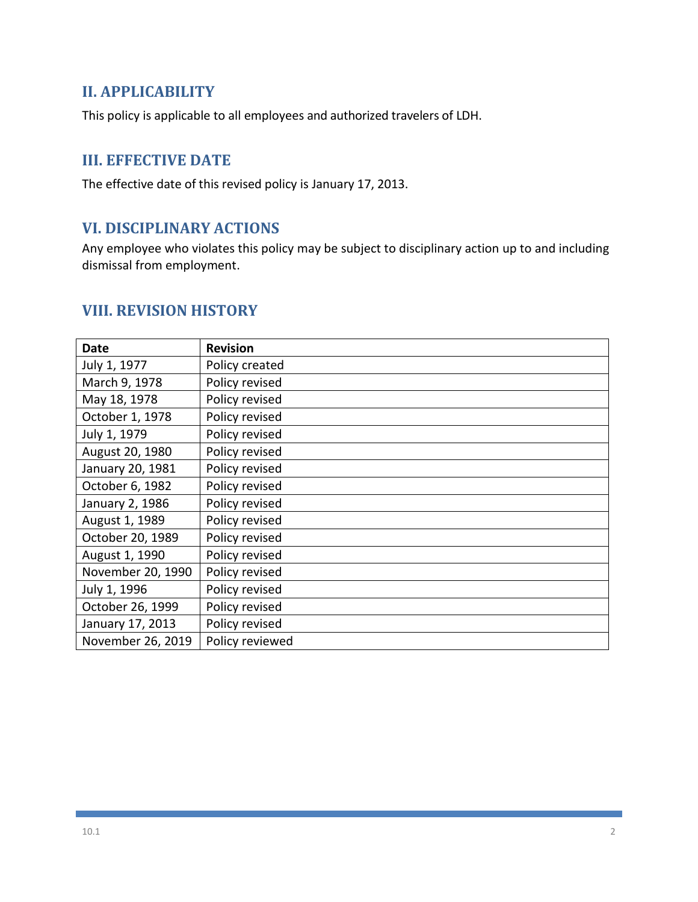## II. APPLICABILITY

This policy is applicable to all employees and authorized travelers of LDH.

## III. EFFECTIVE DATE

The effective date of this revised policy is January 17, 2013.

## VI. DISCIPLINARY ACTIONS

Any employee who violates this policy may be subject to disciplinary action up to and including dismissal from employment.

## VIII. REVISION HISTORY

| Date | Revision |
|---|---|
| July 1, 1977 | Policy created |
| March 9, 1978 | Policy revised |
| May 18, 1978 | Policy revised |
| October 1, 1978 | Policy revised |
| July 1, 1979 | Policy revised |
| August 20, 1980 | Policy revised |
| January 20, 1981 | Policy revised |
| October 6, 1982 | Policy revised |
| January 2, 1986 | Policy revised |
| August 1, 1989 | Policy revised |
| October 20, 1989 | Policy revised |
| August 1, 1990 | Policy revised |
| November 20, 1990 | Policy revised |
| July 1, 1996 | Policy revised |
| October 26, 1999 | Policy revised |
| January 17, 2013 | Policy revised |
| November 26, 2019 | Policy reviewed |